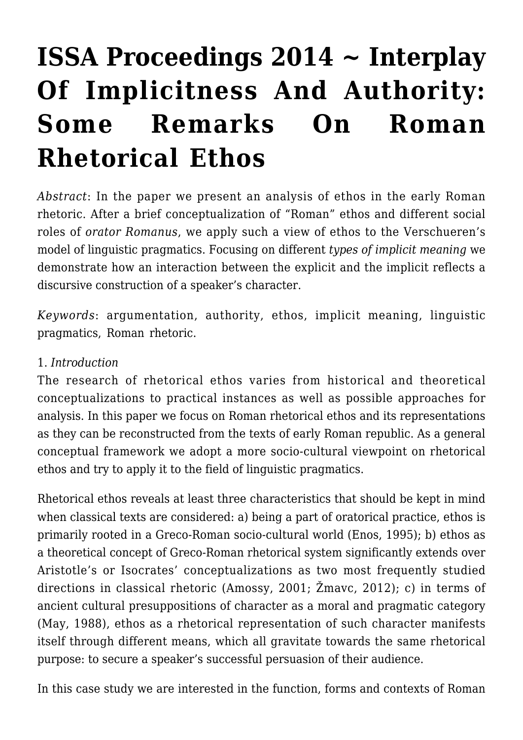# ISSA Proceedings 2014 ~ Interplay Of Implicitness And Authority: Some Remarks On Roman Rhetorical Ethos

*Abstract*: In the paper we present an analysis of ethos in the early Roman rhetoric. After a brief conceptualization of "Roman" ethos and different social roles of *orator Romanus*, we apply such a view of ethos to the Verschueren's model of linguistic pragmatics. Focusing on different *types of implicit meaning* we demonstrate how an interaction between the explicit and the implicit reflects a discursive construction of a speaker's character.

*Keywords*: argumentation, authority, ethos, implicit meaning, linguistic pragmatics, Roman rhetoric.

1. *Introduction*

The research of rhetorical ethos varies from historical and theoretical conceptualizations to practical instances as well as possible approaches for analysis. In this paper we focus on Roman rhetorical ethos and its representations as they can be reconstructed from the texts of early Roman republic. As a general conceptual framework we adopt a more socio-cultural viewpoint on rhetorical ethos and try to apply it to the field of linguistic pragmatics.

Rhetorical ethos reveals at least three characteristics that should be kept in mind when classical texts are considered: a) being a part of oratorical practice, ethos is primarily rooted in a Greco-Roman socio-cultural world (Enos, 1995); b) ethos as a theoretical concept of Greco-Roman rhetorical system significantly extends over Aristotle's or Isocrates' conceptualizations as two most frequently studied directions in classical rhetoric (Amossy, 2001; Žmavc, 2012); c) in terms of ancient cultural presuppositions of character as a moral and pragmatic category (May, 1988), ethos as a rhetorical representation of such character manifests itself through different means, which all gravitate towards the same rhetorical purpose: to secure a speaker's successful persuasion of their audience.

In this case study we are interested in the function, forms and contexts of Roman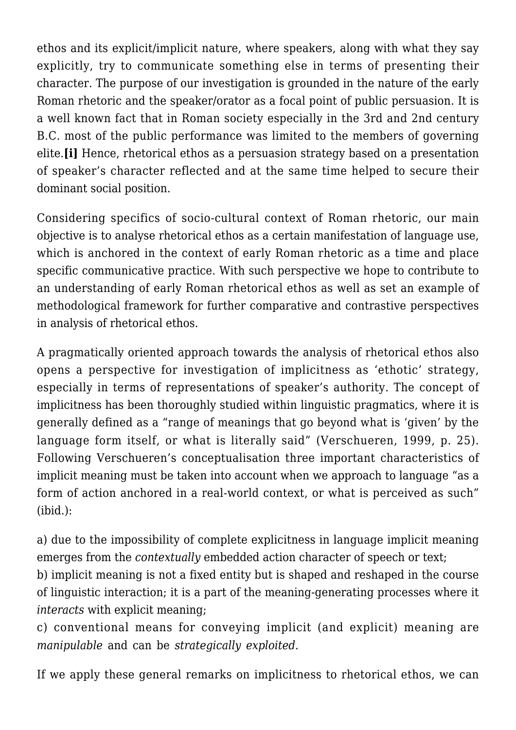ethos and its explicit/implicit nature, where speakers, along with what they say explicitly, try to communicate something else in terms of presenting their character. The purpose of our investigation is grounded in the nature of the early Roman rhetoric and the speaker/orator as a focal point of public persuasion. It is a well known fact that in Roman society especially in the 3rd and 2nd century B.C. most of the public performance was limited to the members of governing elite.**[i]** Hence, rhetorical ethos as a persuasion strategy based on a presentation of speaker's character reflected and at the same time helped to secure their dominant social position.

Considering specifics of socio-cultural context of Roman rhetoric, our main objective is to analyse rhetorical ethos as a certain manifestation of language use, which is anchored in the context of early Roman rhetoric as a time and place specific communicative practice. With such perspective we hope to contribute to an understanding of early Roman rhetorical ethos as well as set an example of methodological framework for further comparative and contrastive perspectives in analysis of rhetorical ethos.

A pragmatically oriented approach towards the analysis of rhetorical ethos also opens a perspective for investigation of implicitness as 'ethotic' strategy, especially in terms of representations of speaker's authority. The concept of implicitness has been thoroughly studied within linguistic pragmatics, where it is generally defined as a "range of meanings that go beyond what is 'given' by the language form itself, or what is literally said" (Verschueren, 1999, p. 25). Following Verschueren's conceptualisation three important characteristics of implicit meaning must be taken into account when we approach to language "as a form of action anchored in a real-world context, or what is perceived as such" (ibid.):

a) due to the impossibility of complete explicitness in language implicit meaning emerges from the *contextually* embedded action character of speech or text;
b) implicit meaning is not a fixed entity but is shaped and reshaped in the course of linguistic interaction; it is a part of the meaning-generating processes where it *interacts* with explicit meaning;
c) conventional means for conveying implicit (and explicit) meaning are *manipulable* and can be *strategically exploited.*

If we apply these general remarks on implicitness to rhetorical ethos, we can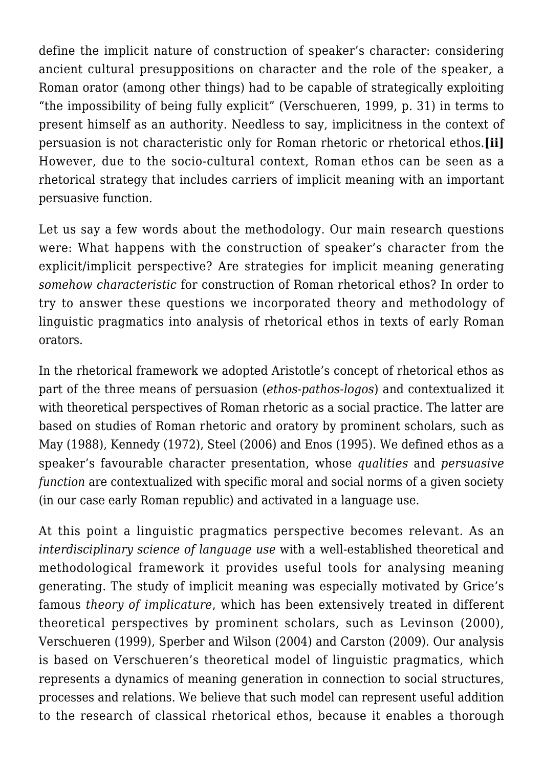define the implicit nature of construction of speaker's character: considering ancient cultural presuppositions on character and the role of the speaker, a Roman orator (among other things) had to be capable of strategically exploiting "the impossibility of being fully explicit" (Verschueren, 1999, p. 31) in terms to present himself as an authority. Needless to say, implicitness in the context of persuasion is not characteristic only for Roman rhetoric or rhetorical ethos.**[ii]** However, due to the socio-cultural context, Roman ethos can be seen as a rhetorical strategy that includes carriers of implicit meaning with an important persuasive function.

Let us say a few words about the methodology. Our main research questions were: What happens with the construction of speaker's character from the explicit/implicit perspective? Are strategies for implicit meaning generating *somehow characteristic* for construction of Roman rhetorical ethos? In order to try to answer these questions we incorporated theory and methodology of linguistic pragmatics into analysis of rhetorical ethos in texts of early Roman orators.

In the rhetorical framework we adopted Aristotle's concept of rhetorical ethos as part of the three means of persuasion (*ethos-pathos-logos*) and contextualized it with theoretical perspectives of Roman rhetoric as a social practice. The latter are based on studies of Roman rhetoric and oratory by prominent scholars, such as May (1988), Kennedy (1972), Steel (2006) and Enos (1995). We defined ethos as a speaker's favourable character presentation, whose *qualities* and *persuasive function* are contextualized with specific moral and social norms of a given society (in our case early Roman republic) and activated in a language use.

At this point a linguistic pragmatics perspective becomes relevant. As an *interdisciplinary science of language use* with a well-established theoretical and methodological framework it provides useful tools for analysing meaning generating. The study of implicit meaning was especially motivated by Grice's famous *theory of implicature*, which has been extensively treated in different theoretical perspectives by prominent scholars, such as Levinson (2000), Verschueren (1999), Sperber and Wilson (2004) and Carston (2009). Our analysis is based on Verschueren's theoretical model of linguistic pragmatics, which represents a dynamics of meaning generation in connection to social structures, processes and relations. We believe that such model can represent useful addition to the research of classical rhetorical ethos, because it enables a thorough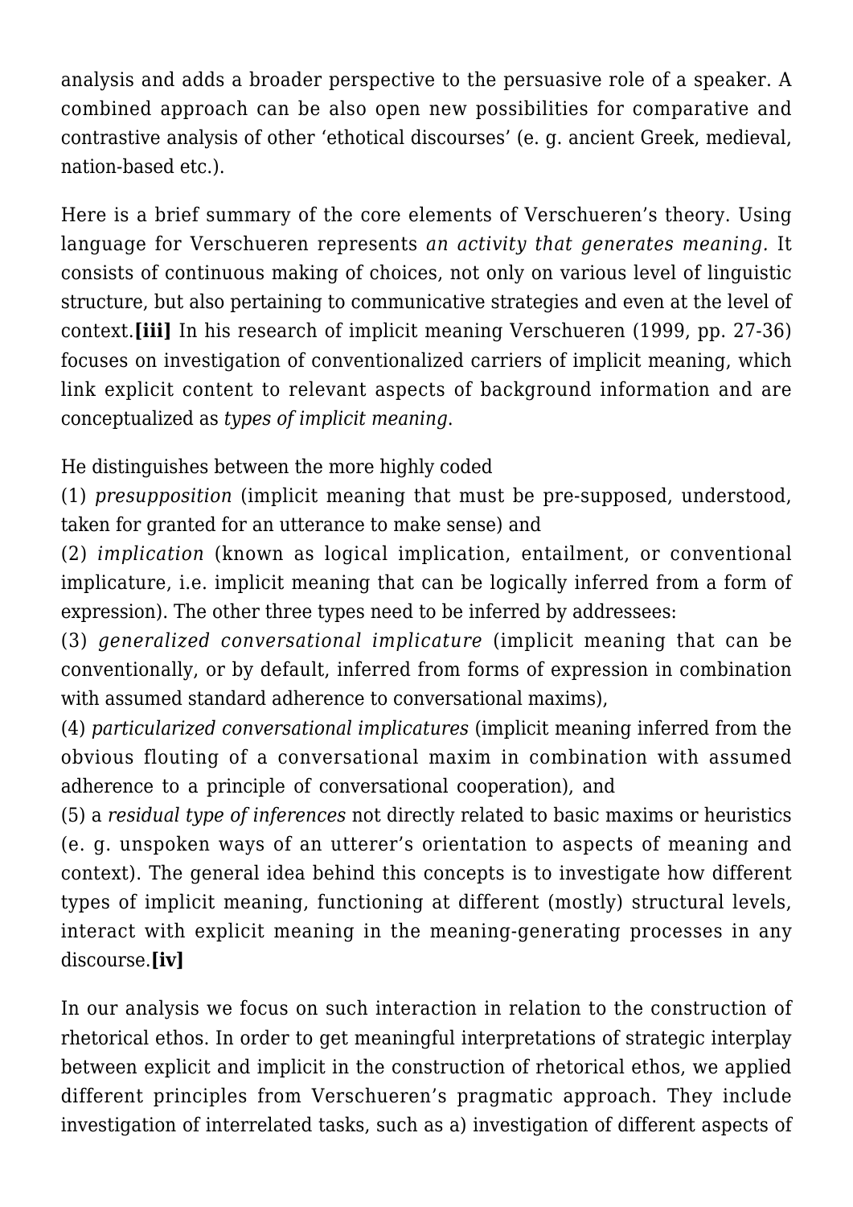analysis and adds a broader perspective to the persuasive role of a speaker. A combined approach can be also open new possibilities for comparative and contrastive analysis of other 'ethotical discourses' (e. g. ancient Greek, medieval, nation-based etc.).

Here is a brief summary of the core elements of Verschueren's theory. Using language for Verschueren represents *an activity that generates meaning*. It consists of continuous making of choices, not only on various level of linguistic structure, but also pertaining to communicative strategies and even at the level of context.**[iii]** In his research of implicit meaning Verschueren (1999, pp. 27-36) focuses on investigation of conventionalized carriers of implicit meaning, which link explicit content to relevant aspects of background information and are conceptualized as *types of implicit meaning*.

He distinguishes between the more highly coded
(1) *presupposition* (implicit meaning that must be pre-supposed, understood, taken for granted for an utterance to make sense) and
(2) *implication* (known as logical implication, entailment, or conventional implicature, i.e. implicit meaning that can be logically inferred from a form of expression). The other three types need to be inferred by addressees:
(3) *generalized conversational implicature* (implicit meaning that can be conventionally, or by default, inferred from forms of expression in combination with assumed standard adherence to conversational maxims),
(4) *particularized conversational implicatures* (implicit meaning inferred from the obvious flouting of a conversational maxim in combination with assumed adherence to a principle of conversational cooperation), and
(5) a *residual type of inferences* not directly related to basic maxims or heuristics (e. g. unspoken ways of an utterer's orientation to aspects of meaning and context). The general idea behind this concepts is to investigate how different types of implicit meaning, functioning at different (mostly) structural levels, interact with explicit meaning in the meaning-generating processes in any discourse.**[iv]**

In our analysis we focus on such interaction in relation to the construction of rhetorical ethos. In order to get meaningful interpretations of strategic interplay between explicit and implicit in the construction of rhetorical ethos, we applied different principles from Verschueren's pragmatic approach. They include investigation of interrelated tasks, such as a) investigation of different aspects of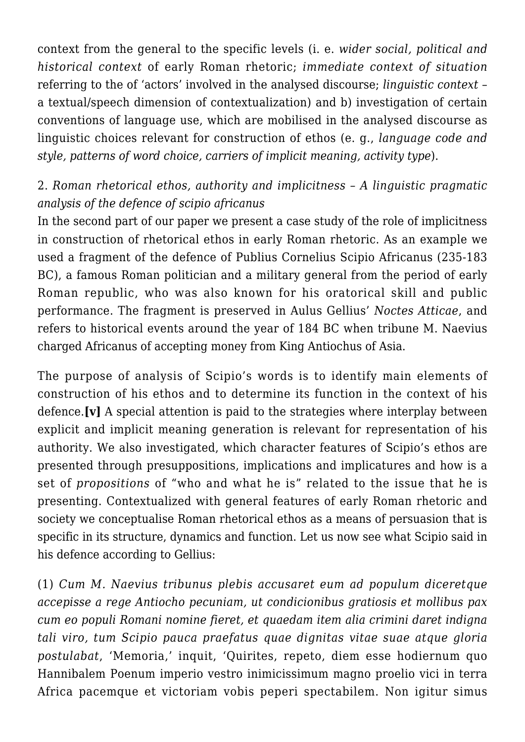context from the general to the specific levels (i. e. *wider social, political and historical context* of early Roman rhetoric; *immediate context of situation* referring to the of 'actors' involved in the analysed discourse; *linguistic context* – a textual/speech dimension of contextualization) and b) investigation of certain conventions of language use, which are mobilised in the analysed discourse as linguistic choices relevant for construction of ethos (e. g., *language code and style, patterns of word choice, carriers of implicit meaning, activity type*).

## 2. *Roman rhetorical ethos, authority and implicitness – A linguistic pragmatic analysis of the defence of scipio africanus*

In the second part of our paper we present a case study of the role of implicitness in construction of rhetorical ethos in early Roman rhetoric. As an example we used a fragment of the defence of Publius Cornelius Scipio Africanus (235-183 BC), a famous Roman politician and a military general from the period of early Roman republic, who was also known for his oratorical skill and public performance. The fragment is preserved in Aulus Gellius' *Noctes Atticae*, and refers to historical events around the year of 184 BC when tribune M. Naevius charged Africanus of accepting money from King Antiochus of Asia.

The purpose of analysis of Scipio's words is to identify main elements of construction of his ethos and to determine its function in the context of his defence.**[v]** A special attention is paid to the strategies where interplay between explicit and implicit meaning generation is relevant for representation of his authority. We also investigated, which character features of Scipio's ethos are presented through presuppositions, implications and implicatures and how is a set of *propositions* of "who and what he is" related to the issue that he is presenting. Contextualized with general features of early Roman rhetoric and society we conceptualise Roman rhetorical ethos as a means of persuasion that is specific in its structure, dynamics and function. Let us now see what Scipio said in his defence according to Gellius:

(1) *Cum M. Naevius tribunus plebis accusaret eum ad populum diceretque accepisse a rege Antiocho pecuniam, ut condicionibus gratiosis et mollibus pax cum eo populi Romani nomine fieret, et quaedam item alia crimini daret indigna tali viro, tum Scipio pauca praefatus quae dignitas vitae suae atque gloria postulabat*, 'Memoria,' inquit, 'Quirites, repeto, diem esse hodiernum quo Hannibalem Poenum imperio vestro inimicissimum magno proelio vici in terra Africa pacemque et victoriam vobis peperi spectabilem. Non igitur simus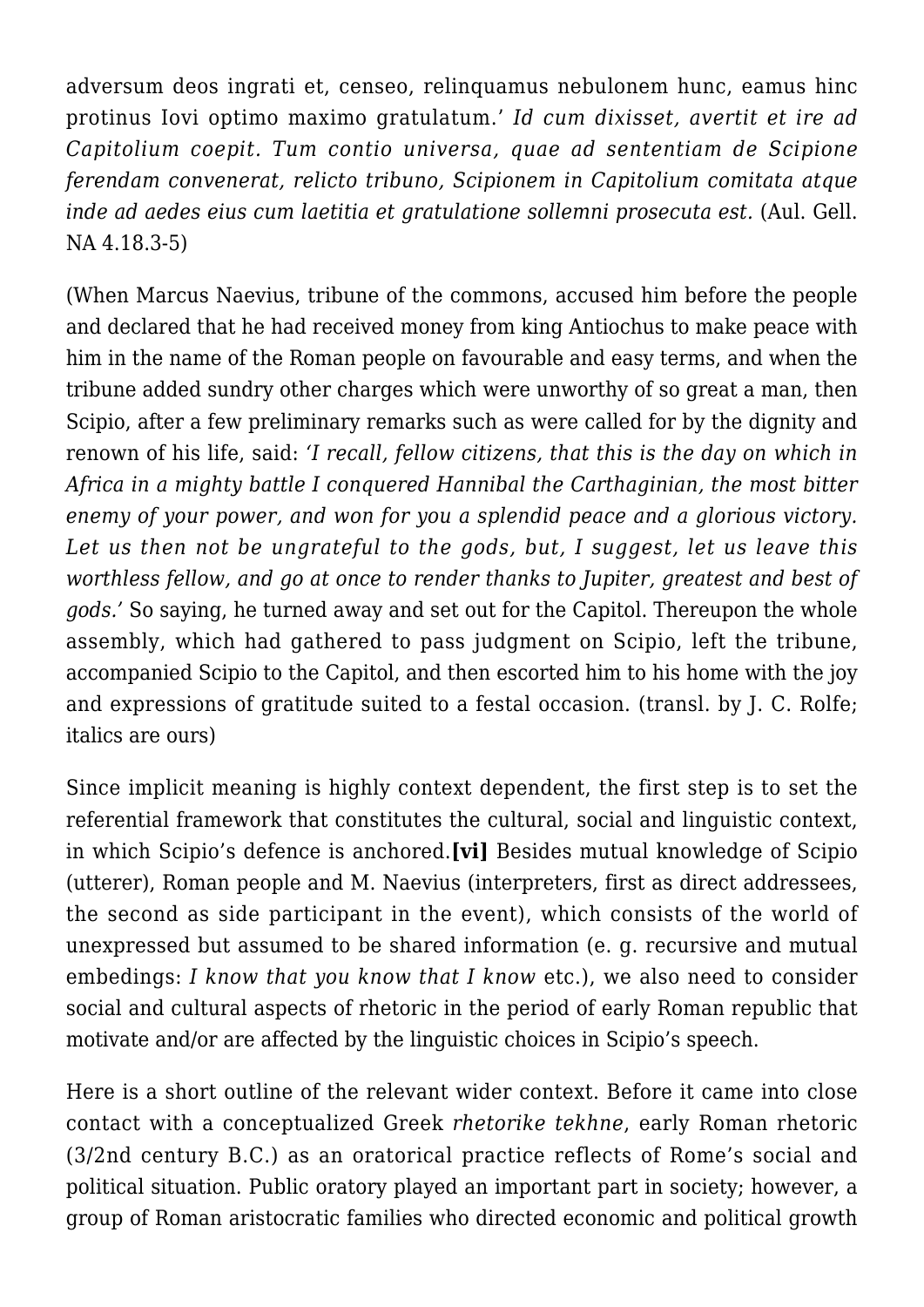adversum deos ingrati et, censeo, relinquamus nebulonem hunc, eamus hinc protinus Iovi optimo maximo gratulatum.' *Id cum dixisset, avertit et ire ad Capitolium coepit. Tum contio universa, quae ad sententiam de Scipione ferendam convenerat, relicto tribuno, Scipionem in Capitolium comitata atque inde ad aedes eius cum laetitia et gratulatione sollemni prosecuta est.* (Aul. Gell. NA 4.18.3-5)

(When Marcus Naevius, tribune of the commons, accused him before the people and declared that he had received money from king Antiochus to make peace with him in the name of the Roman people on favourable and easy terms, and when the tribune added sundry other charges which were unworthy of so great a man, then Scipio, after a few preliminary remarks such as were called for by the dignity and renown of his life, said: *'I recall, fellow citizens, that this is the day on which in Africa in a mighty battle I conquered Hannibal the Carthaginian, the most bitter enemy of your power, and won for you a splendid peace and a glorious victory. Let us then not be ungrateful to the gods, but, I suggest, let us leave this worthless fellow, and go at once to render thanks to Jupiter, greatest and best of gods.'* So saying, he turned away and set out for the Capitol. Thereupon the whole assembly, which had gathered to pass judgment on Scipio, left the tribune, accompanied Scipio to the Capitol, and then escorted him to his home with the joy and expressions of gratitude suited to a festal occasion. (transl. by J. C. Rolfe; italics are ours)

Since implicit meaning is highly context dependent, the first step is to set the referential framework that constitutes the cultural, social and linguistic context, in which Scipio's defence is anchored.**[vi]** Besides mutual knowledge of Scipio (utterer), Roman people and M. Naevius (interpreters, first as direct addressees, the second as side participant in the event), which consists of the world of unexpressed but assumed to be shared information (e. g. recursive and mutual embedings: *I know that you know that I know* etc.), we also need to consider social and cultural aspects of rhetoric in the period of early Roman republic that motivate and/or are affected by the linguistic choices in Scipio's speech.

Here is a short outline of the relevant wider context. Before it came into close contact with a conceptualized Greek *rhetorike tekhne*, early Roman rhetoric (3/2nd century B.C.) as an oratorical practice reflects of Rome's social and political situation. Public oratory played an important part in society; however, a group of Roman aristocratic families who directed economic and political growth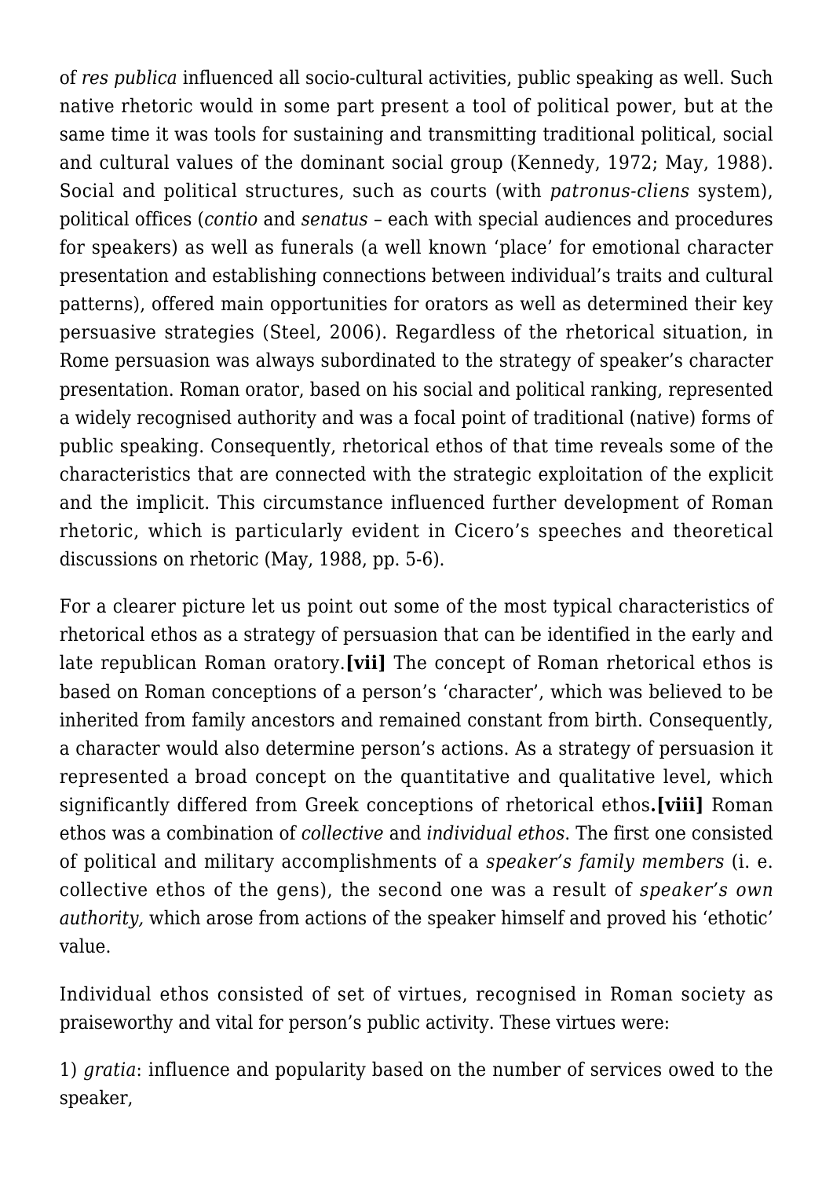of *res publica* influenced all socio-cultural activities, public speaking as well. Such native rhetoric would in some part present a tool of political power, but at the same time it was tools for sustaining and transmitting traditional political, social and cultural values of the dominant social group (Kennedy, 1972; May, 1988). Social and political structures, such as courts (with *patronus-cliens* system), political offices (*contio* and *senatus* – each with special audiences and procedures for speakers) as well as funerals (a well known 'place' for emotional character presentation and establishing connections between individual's traits and cultural patterns), offered main opportunities for orators as well as determined their key persuasive strategies (Steel, 2006). Regardless of the rhetorical situation, in Rome persuasion was always subordinated to the strategy of speaker's character presentation. Roman orator, based on his social and political ranking, represented a widely recognised authority and was a focal point of traditional (native) forms of public speaking. Consequently, rhetorical ethos of that time reveals some of the characteristics that are connected with the strategic exploitation of the explicit and the implicit. This circumstance influenced further development of Roman rhetoric, which is particularly evident in Cicero's speeches and theoretical discussions on rhetoric (May, 1988, pp. 5-6).

For a clearer picture let us point out some of the most typical characteristics of rhetorical ethos as a strategy of persuasion that can be identified in the early and late republican Roman oratory.**[vii]** The concept of Roman rhetorical ethos is based on Roman conceptions of a person's 'character', which was believed to be inherited from family ancestors and remained constant from birth. Consequently, a character would also determine person's actions. As a strategy of persuasion it represented a broad concept on the quantitative and qualitative level, which significantly differed from Greek conceptions of rhetorical ethos**.[viii]** Roman ethos was a combination of *collective* and *individual ethos*. The first one consisted of political and military accomplishments of a *speaker's family members* (i. e. collective ethos of the gens), the second one was a result of *speaker's own authority,* which arose from actions of the speaker himself and proved his 'ethotic' value.

Individual ethos consisted of set of virtues, recognised in Roman society as praiseworthy and vital for person's public activity. These virtues were:

1) *gratia*: influence and popularity based on the number of services owed to the speaker,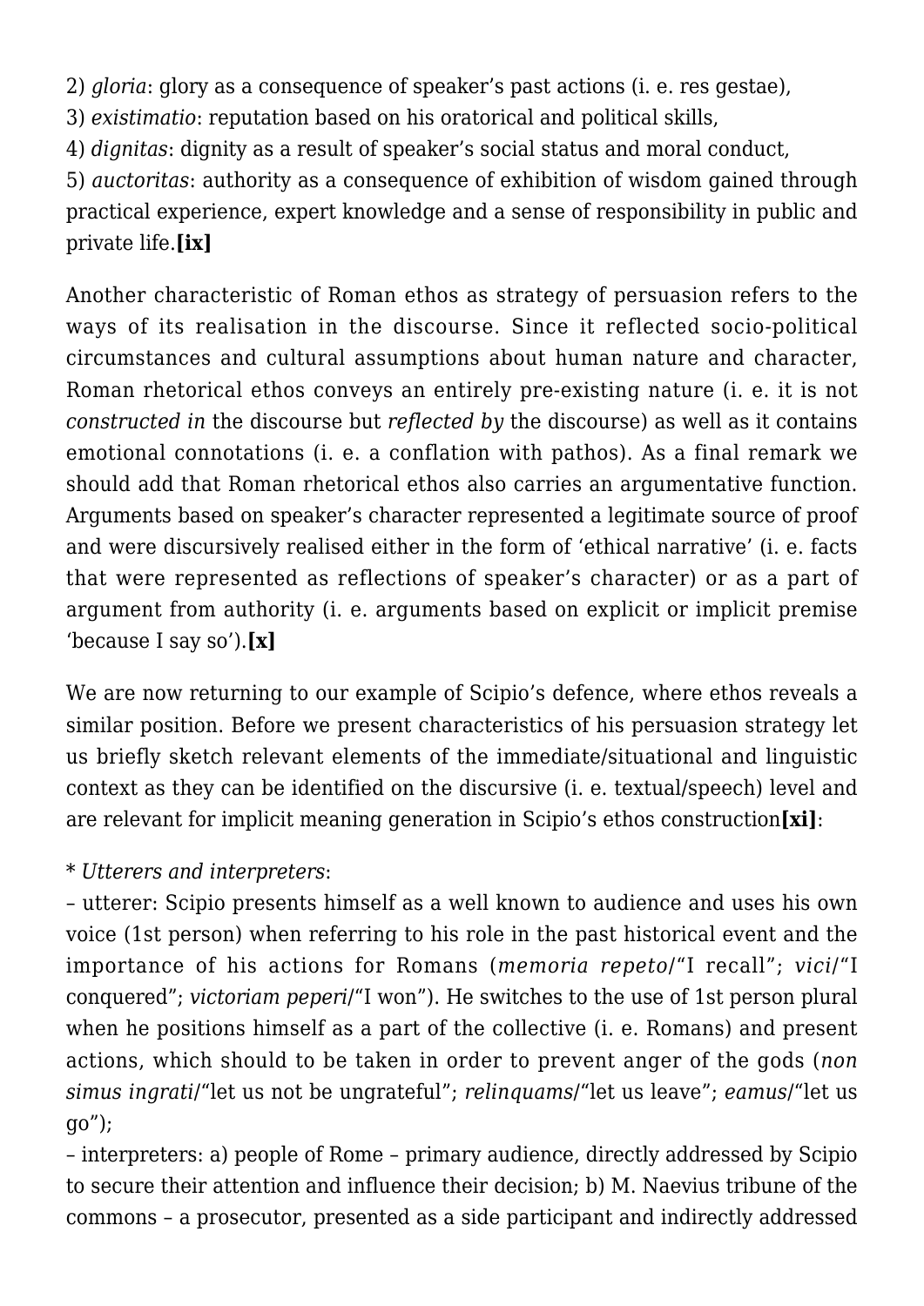2) *gloria*: glory as a consequence of speaker's past actions (i. e. res gestae),
3) *existimatio*: reputation based on his oratorical and political skills,
4) *dignitas*: dignity as a result of speaker's social status and moral conduct,
5) *auctoritas*: authority as a consequence of exhibition of wisdom gained through practical experience, expert knowledge and a sense of responsibility in public and private life.**[ix]**

Another characteristic of Roman ethos as strategy of persuasion refers to the ways of its realisation in the discourse. Since it reflected socio-political circumstances and cultural assumptions about human nature and character, Roman rhetorical ethos conveys an entirely pre-existing nature (i. e. it is not *constructed in* the discourse but *reflected by* the discourse) as well as it contains emotional connotations (i. e. a conflation with pathos). As a final remark we should add that Roman rhetorical ethos also carries an argumentative function. Arguments based on speaker's character represented a legitimate source of proof and were discursively realised either in the form of 'ethical narrative' (i. e. facts that were represented as reflections of speaker's character) or as a part of argument from authority (i. e. arguments based on explicit or implicit premise 'because I say so').**[x]**

We are now returning to our example of Scipio's defence, where ethos reveals a similar position. Before we present characteristics of his persuasion strategy let us briefly sketch relevant elements of the immediate/situational and linguistic context as they can be identified on the discursive (i. e. textual/speech) level and are relevant for implicit meaning generation in Scipio's ethos construction**[xi]**:

* *Utterers and interpreters*:
– utterer: Scipio presents himself as a well known to audience and uses his own voice (1st person) when referring to his role in the past historical event and the importance of his actions for Romans (*memoria repeto*/"I recall"; *vici*/"I conquered"; *victoriam peperi*/"I won"). He switches to the use of 1st person plural when he positions himself as a part of the collective (i. e. Romans) and present actions, which should to be taken in order to prevent anger of the gods (*non simus ingrati*/"let us not be ungrateful"; *relinquams*/"let us leave"; *eamus*/"let us go");
– interpreters: a) people of Rome – primary audience, directly addressed by Scipio to secure their attention and influence their decision; b) M. Naevius tribune of the commons – a prosecutor, presented as a side participant and indirectly addressed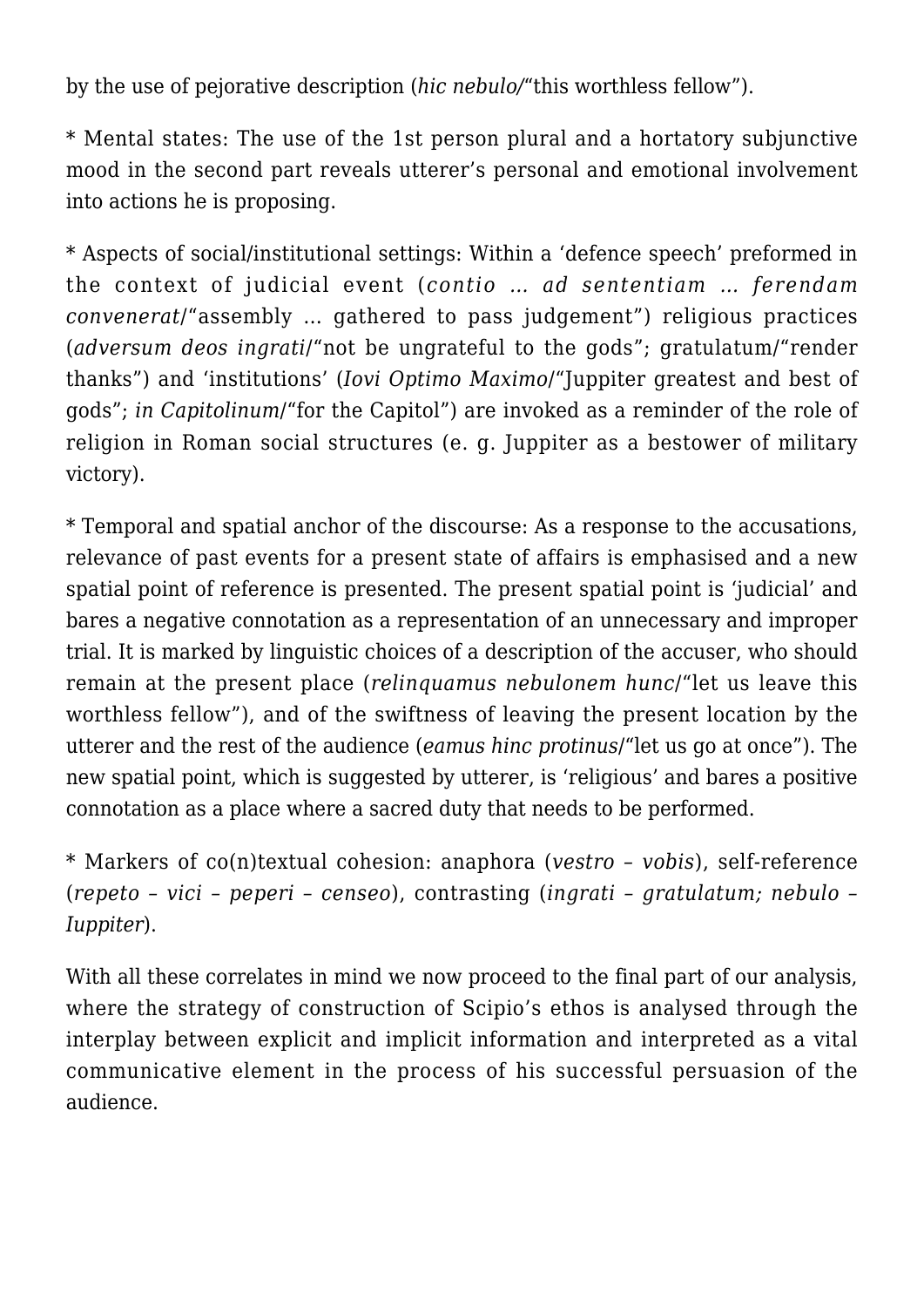by the use of pejorative description (*hic nebulo*/"this worthless fellow").

* Mental states: The use of the 1st person plural and a hortatory subjunctive mood in the second part reveals utterer's personal and emotional involvement into actions he is proposing.

* Aspects of social/institutional settings: Within a 'defence speech' preformed in the context of judicial event (*contio … ad sententiam … ferendam convenerat*/"assembly … gathered to pass judgement") religious practices (*adversum deos ingrati*/"not be ungrateful to the gods"; gratulatum/"render thanks") and 'institutions' (*Iovi Optimo Maximo*/"Juppiter greatest and best of gods"; *in Capitolinum*/"for the Capitol") are invoked as a reminder of the role of religion in Roman social structures (e. g. Juppiter as a bestower of military victory).

* Temporal and spatial anchor of the discourse: As a response to the accusations, relevance of past events for a present state of affairs is emphasised and a new spatial point of reference is presented. The present spatial point is 'judicial' and bares a negative connotation as a representation of an unnecessary and improper trial. It is marked by linguistic choices of a description of the accuser, who should remain at the present place (*relinquamus nebulonem hunc*/"let us leave this worthless fellow"), and of the swiftness of leaving the present location by the utterer and the rest of the audience (*eamus hinc protinus*/"let us go at once"). The new spatial point, which is suggested by utterer, is 'religious' and bares a positive connotation as a place where a sacred duty that needs to be performed.

* Markers of co(n)textual cohesion: anaphora (*vestro – vobis*), self-reference (*repeto – vici – peperi – censeo*), contrasting (*ingrati – gratulatum; nebulo – Iuppiter*).

With all these correlates in mind we now proceed to the final part of our analysis, where the strategy of construction of Scipio's ethos is analysed through the interplay between explicit and implicit information and interpreted as a vital communicative element in the process of his successful persuasion of the audience.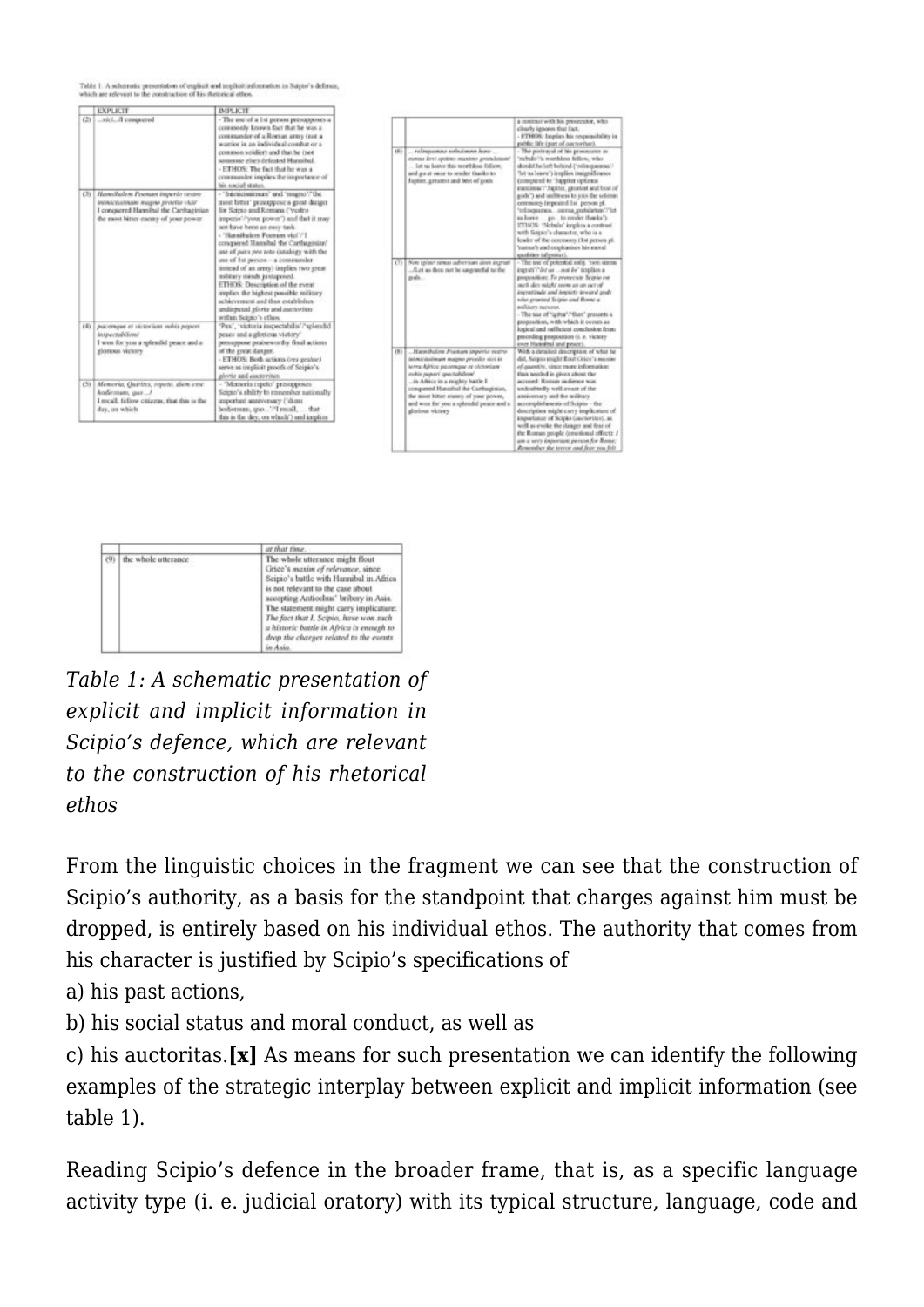Table 1: A schematic presentation of explicit and implicit information in Scipio's defence, which are relevant to the construction of his rhetorical ethos.

| | EXPLICIT | IMPLICIT |
|---|---|---|
| (2) | ...vici...I conquered | - The use of a 1st person presupposes a commonly known fact that he was a commander of a Roman army (not a warrior in an individual combat or a common soldier) and that he (not someone else) defeated Hannibal.<br>- ETHOS: The fact that he was a commander implies the importance of his social status. |
| (3) | *Hannibalem Poenum imperio vestro inimicissimum magno proelio vici/*<br>I conquered Hannibal the Carthaginian the most bitter enemy of your power | - 'Inimicissimum' and 'magno'/'the most bitter' presuppose a great danger for Scipio and Romans ('vestro imperio'/'your power') and that it may not have been an easy task.<br>- 'Hannibalem Poenum vici'/'I conquered Hannibal the Carthaginian' use of *pars pro toto* (analogy with the use of 1st person – a commander instead of an army) implies two great military minds juxtaposed.<br>ETHOS: Description of the event implies the highest possible military achievement and thus establishes undisputed *gloria* and *auctoritas* within Scipio's ethos. |
| (4) | *pacemque et victoriam vobis peperi inspectabilem/*<br>I won for you a splendid peace and a glorious victory | 'Pax', 'victoria inspectabilis'/'splendid peace and a glorious victory' presuppose praiseworthy final actions of the great danger.<br>- ETHOS: Both actions (*res gestae*) serve as implicit proofs of Scipio's *gloria* and *auctoritas*. |
| (5) | *Memoria, Quirites, repeto, diem esse hodiernum, quo ...!*<br>I recall, fellow citizens, that this is the day, on which | - 'Memoria repeto' presupposes Scipio's ability to remember nationally important anniversary ('diem hodiernum, quo...'/'I recall, ... that this is the day, on which') and implies a contrast with his prosecutor, who clearly ignores that fact.<br>- ETHOS: Implies his responsibility in public life (part of *auctoritas*). |
| (6) | ... *relinquamus nebulonem hunc ... eamus hinc protinus Iovi optimo maximo gratulatum/*<br>... let us leave this worthless fellow, and go at once to render thanks to Jupiter, greatest and best of gods | - The portrayal of his prosecutor as 'nebulo'/'a worthless fellow, who should be left behind ('relinquamus'/'let us leave') implies insignificance (compared to 'Iuppiter optimus maximus'/'Jupiter, greatest and best of gods') and unfitness to join the solemn ceremony (repeated 1st person pl. 'relinquamus... eamus gratulatum'/'let us leave ... go... to render thanks').<br>ETHOS: 'Nebulo' implies a contrast with Scipio's character, who is a leader of the ceremony (1st person pl. 'eamus') and emphasises his moral qualities (*dignitas*). |
| (7) | *Nec igitur simus adversum deos ingrati/*<br>...Let us then not be ungrateful to the gods... | - The use of potential only 'nec simus ingrati'/'let us ... not be' implies a proposition: *To prosecute Scipio on such day might seem as an act of ingratitude and impiety toward gods who granted Scipio and Rome a military success.*<br>- The use of 'igitur'/'then' presents a proposition, with which it occurs as logical and sufficient conclusion from preceding proposition (i. e. victory over Hannibal and peace). |
| (8) | ...*Hannibalem Poenum imperio vestro inimicissimum magno proelio vici in terra Africa pacemque et victoriam vobis peperi spectabilem/*<br>...in Africa in a mighty battle I conquered Hannibal the Carthaginian, the most bitter enemy of your power, and won for you a splendid peace and a glorious victory | With a detailed description of what he did, Scipio might flout Grice's *maxim of quantity*, since more information than needed is given about the accused: Roman audience was undoubtedly well aware of the anniversary and the military accomplishments of Scipio – the description might carry implicature of importance of Scipio (*auctoritas*), as well as evoke the danger and fear of the Roman people (emotional effect): *I am a very important person for Rome; Remember the terror and fear you felt at that time.* |
| (9) | the whole utterance | The whole utterance might flout Grice's *maxim of relevance*, since Scipio's battle with Hannibal in Africa is not relevant to the case about accepting Antiochus' bribery in Asia. The statement might carry implicature: *The fact that I, Scipio, have won such a historic battle in Africa is enough to drop the charges related to the events in Asia.* |

*Table 1: A schematic presentation of explicit and implicit information in Scipio's defence, which are relevant to the construction of his rhetorical ethos*

From the linguistic choices in the fragment we can see that the construction of Scipio's authority, as a basis for the standpoint that charges against him must be dropped, is entirely based on his individual ethos. The authority that comes from his character is justified by Scipio's specifications of

a) his past actions,

b) his social status and moral conduct, as well as

c) his auctoritas.**[x]** As means for such presentation we can identify the following examples of the strategic interplay between explicit and implicit information (see table 1).

Reading Scipio's defence in the broader frame, that is, as a specific language activity type (i. e. judicial oratory) with its typical structure, language, code and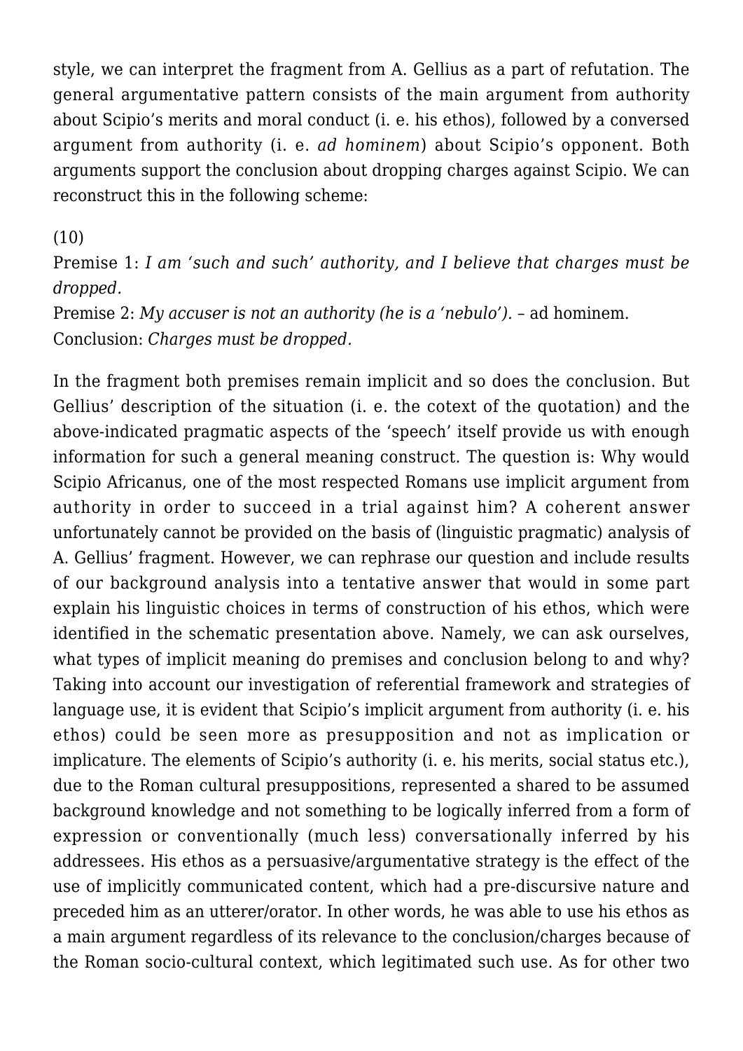style, we can interpret the fragment from A. Gellius as a part of refutation. The general argumentative pattern consists of the main argument from authority about Scipio's merits and moral conduct (i. e. his ethos), followed by a conversed argument from authority (i. e. *ad hominem*) about Scipio's opponent. Both arguments support the conclusion about dropping charges against Scipio. We can reconstruct this in the following scheme:

(10)
Premise 1: *I am 'such and such' authority, and I believe that charges must be dropped.*
Premise 2: *My accuser is not an authority (he is a 'nebulo').* – ad hominem.
Conclusion: *Charges must be dropped.*

In the fragment both premises remain implicit and so does the conclusion. But Gellius' description of the situation (i. e. the cotext of the quotation) and the above-indicated pragmatic aspects of the 'speech' itself provide us with enough information for such a general meaning construct. The question is: Why would Scipio Africanus, one of the most respected Romans use implicit argument from authority in order to succeed in a trial against him? A coherent answer unfortunately cannot be provided on the basis of (linguistic pragmatic) analysis of A. Gellius' fragment. However, we can rephrase our question and include results of our background analysis into a tentative answer that would in some part explain his linguistic choices in terms of construction of his ethos, which were identified in the schematic presentation above. Namely, we can ask ourselves, what types of implicit meaning do premises and conclusion belong to and why? Taking into account our investigation of referential framework and strategies of language use, it is evident that Scipio's implicit argument from authority (i. e. his ethos) could be seen more as presupposition and not as implication or implicature. The elements of Scipio's authority (i. e. his merits, social status etc.), due to the Roman cultural presuppositions, represented a shared to be assumed background knowledge and not something to be logically inferred from a form of expression or conventionally (much less) conversationally inferred by his addressees. His ethos as a persuasive/argumentative strategy is the effect of the use of implicitly communicated content, which had a pre-discursive nature and preceded him as an utterer/orator. In other words, he was able to use his ethos as a main argument regardless of its relevance to the conclusion/charges because of the Roman socio-cultural context, which legitimated such use. As for other two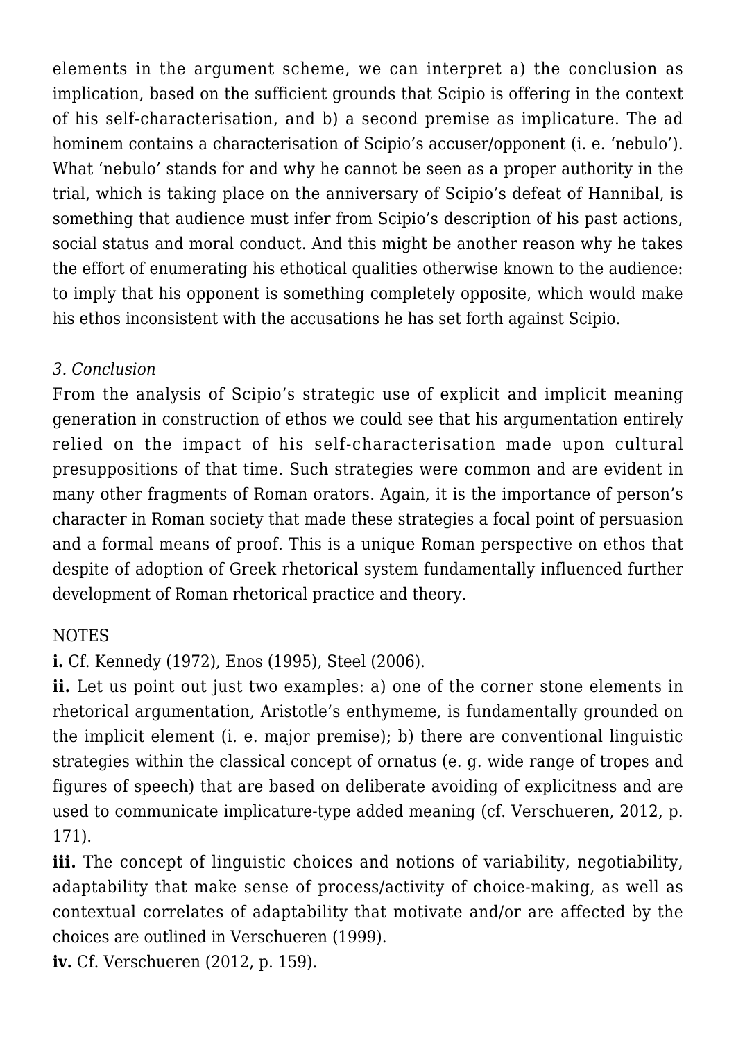elements in the argument scheme, we can interpret a) the conclusion as implication, based on the sufficient grounds that Scipio is offering in the context of his self-characterisation, and b) a second premise as implicature. The ad hominem contains a characterisation of Scipio's accuser/opponent (i. e. 'nebulo'). What 'nebulo' stands for and why he cannot be seen as a proper authority in the trial, which is taking place on the anniversary of Scipio's defeat of Hannibal, is something that audience must infer from Scipio's description of his past actions, social status and moral conduct. And this might be another reason why he takes the effort of enumerating his ethotical qualities otherwise known to the audience: to imply that his opponent is something completely opposite, which would make his ethos inconsistent with the accusations he has set forth against Scipio.

*3. Conclusion*

From the analysis of Scipio's strategic use of explicit and implicit meaning generation in construction of ethos we could see that his argumentation entirely relied on the impact of his self-characterisation made upon cultural presuppositions of that time. Such strategies were common and are evident in many other fragments of Roman orators. Again, it is the importance of person's character in Roman society that made these strategies a focal point of persuasion and a formal means of proof. This is a unique Roman perspective on ethos that despite of adoption of Greek rhetorical system fundamentally influenced further development of Roman rhetorical practice and theory.

NOTES

**i.** Cf. Kennedy (1972), Enos (1995), Steel (2006).

**ii.** Let us point out just two examples: a) one of the corner stone elements in rhetorical argumentation, Aristotle's enthymeme, is fundamentally grounded on the implicit element (i. e. major premise); b) there are conventional linguistic strategies within the classical concept of ornatus (e. g. wide range of tropes and figures of speech) that are based on deliberate avoiding of explicitness and are used to communicate implicature-type added meaning (cf. Verschueren, 2012, p. 171).

**iii.** The concept of linguistic choices and notions of variability, negotiability, adaptability that make sense of process/activity of choice-making, as well as contextual correlates of adaptability that motivate and/or are affected by the choices are outlined in Verschueren (1999).

**iv.** Cf. Verschueren (2012, p. 159).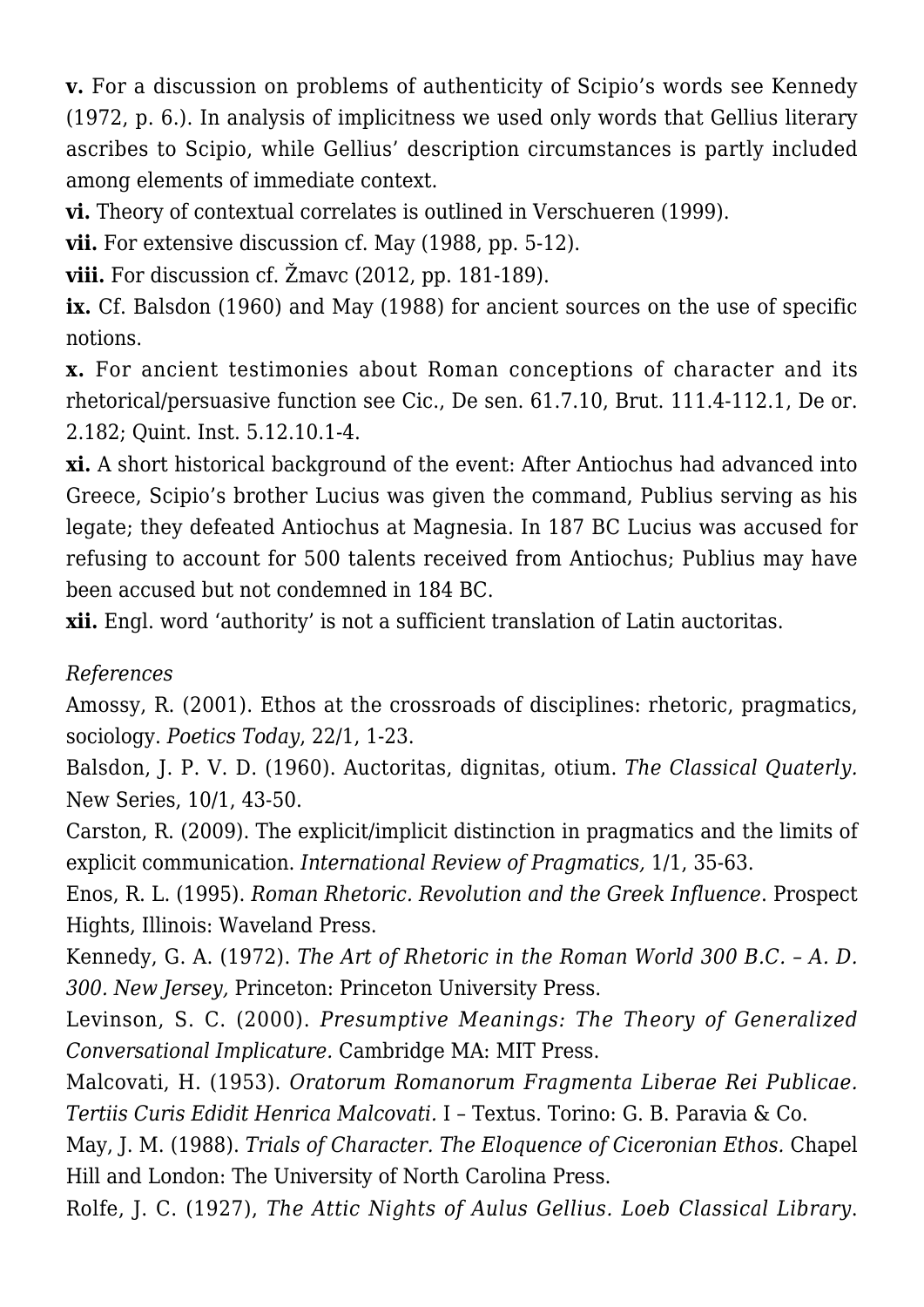**v.** For a discussion on problems of authenticity of Scipio's words see Kennedy (1972, p. 6.). In analysis of implicitness we used only words that Gellius literary ascribes to Scipio, while Gellius' description circumstances is partly included among elements of immediate context.

**vi.** Theory of contextual correlates is outlined in Verschueren (1999).

**vii.** For extensive discussion cf. May (1988, pp. 5-12).

**viii.** For discussion cf. Žmavc (2012, pp. 181-189).

**ix.** Cf. Balsdon (1960) and May (1988) for ancient sources on the use of specific notions.

**x.** For ancient testimonies about Roman conceptions of character and its rhetorical/persuasive function see Cic., De sen. 61.7.10, Brut. 111.4-112.1, De or. 2.182; Quint. Inst. 5.12.10.1-4.

**xi.** A short historical background of the event: After Antiochus had advanced into Greece, Scipio's brother Lucius was given the command, Publius serving as his legate; they defeated Antiochus at Magnesia. In 187 BC Lucius was accused for refusing to account for 500 talents received from Antiochus; Publius may have been accused but not condemned in 184 BC.

**xii.** Engl. word 'authority' is not a sufficient translation of Latin auctoritas.

*References*

Amossy, R. (2001). Ethos at the crossroads of disciplines: rhetoric, pragmatics, sociology. *Poetics Today*, 22/1, 1-23.

Balsdon, J. P. V. D. (1960). Auctoritas, dignitas, otium. *The Classical Quaterly.* New Series, 10/1, 43-50.

Carston, R. (2009). The explicit/implicit distinction in pragmatics and the limits of explicit communication. *International Review of Pragmatics,* 1/1, 35-63.

Enos, R. L. (1995). *Roman Rhetoric. Revolution and the Greek Influence*. Prospect Hights, Illinois: Waveland Press.

Kennedy, G. A. (1972). *The Art of Rhetoric in the Roman World 300 B.C. – A. D. 300. New Jersey,* Princeton: Princeton University Press.

Levinson, S. C. (2000). *Presumptive Meanings: The Theory of Generalized Conversational Implicature.* Cambridge MA: MIT Press.

Malcovati, H. (1953). *Oratorum Romanorum Fragmenta Liberae Rei Publicae. Tertiis Curis Edidit Henrica Malcovati.* I – Textus. Torino: G. B. Paravia & Co.

May, J. M. (1988). *Trials of Character. The Eloquence of Ciceronian Ethos.* Chapel Hill and London: The University of North Carolina Press.

Rolfe, J. C. (1927), *The Attic Nights of Aulus Gellius. Loeb Classical Library*.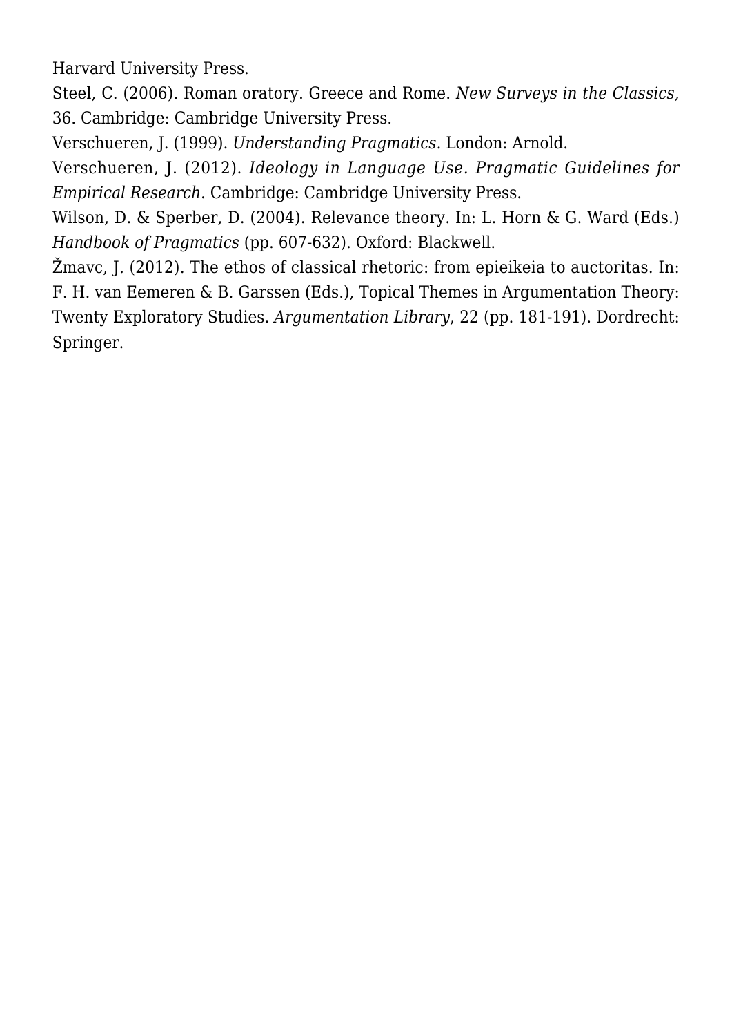Harvard University Press.

Steel, C. (2006). Roman oratory. Greece and Rome. *New Surveys in the Classics,* 36. Cambridge: Cambridge University Press.

Verschueren, J. (1999). *Understanding Pragmatics.* London: Arnold.

Verschueren, J. (2012). *Ideology in Language Use. Pragmatic Guidelines for Empirical Research*. Cambridge: Cambridge University Press.

Wilson, D. & Sperber, D. (2004). Relevance theory. In: L. Horn & G. Ward (Eds.) *Handbook of Pragmatics* (pp. 607-632). Oxford: Blackwell.

Žmavc, J. (2012). The ethos of classical rhetoric: from epieikeia to auctoritas. In: F. H. van Eemeren & B. Garssen (Eds.), Topical Themes in Argumentation Theory: Twenty Exploratory Studies. *Argumentation Library*, 22 (pp. 181-191). Dordrecht: Springer.